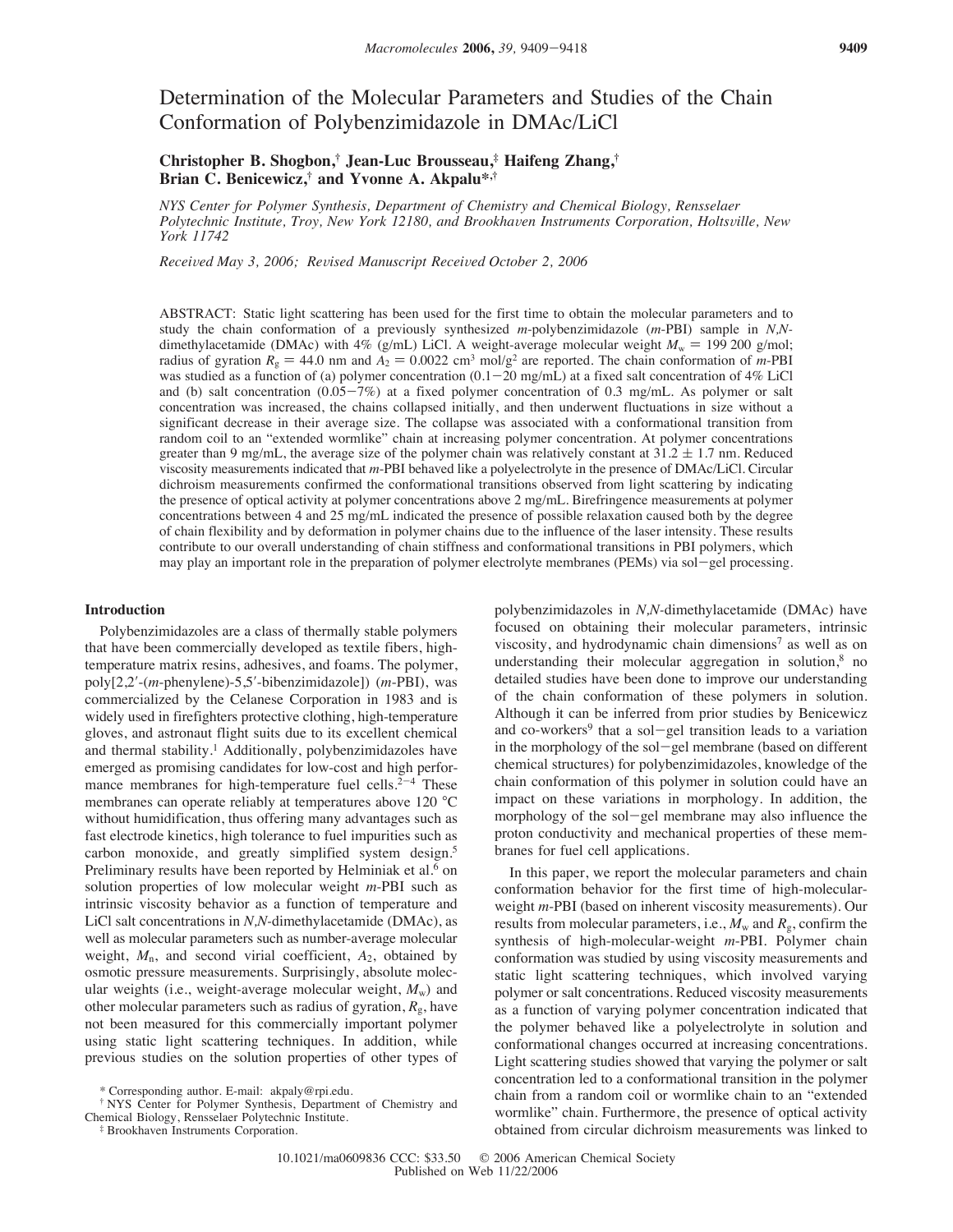# Determination of the Molecular Parameters and Studies of the Chain Conformation of Polybenzimidazole in DMAc/LiCl

**Christopher B. Shogbon,[†] Jean-Luc Brousseau,[‡] Haifeng Zhang,[†] Brian C. Benicewicz,[†] and Yvonne A. Akpalu*,[†]**

*NYS Center for Polymer Synthesis, Department of Chemistry and Chemical Biology, Rensselaer Polytechnic Institute, Troy, New York 12180, and Brookhaven Instruments Corporation, Holtsville, New York 11742*

*Received May 3, 2006; Revised Manuscript Received October 2, 2006*

ABSTRACT: Static light scattering has been used for the first time to obtain the molecular parameters and to study the chain conformation of a previously synthesized *m*-polybenzimidazole (*m*-PBI) sample in *N,N*-dimethylacetamide (DMAc) with 4% (g/mL) LiCl. A weight-average molecular weight $M_w$ = 199 200 g/mol; radius of gyration $R_g$ = 44.0 nm and $A_2$ = 0.0022 cm$^3$ mol/g$^2$ are reported. The chain conformation of *m*-PBI was studied as a function of (a) polymer concentration (0.1−20 mg/mL) at a fixed salt concentration of 4% LiCl and (b) salt concentration (0.05−7%) at a fixed polymer concentration of 0.3 mg/mL. As polymer or salt concentration was increased, the chains collapsed initially, and then underwent fluctuations in size without a significant decrease in their average size. The collapse was associated with a conformational transition from random coil to an "extended wormlike" chain at increasing polymer concentration. At polymer concentrations greater than 9 mg/mL, the average size of the polymer chain was relatively constant at 31.2 ± 1.7 nm. Reduced viscosity measurements indicated that *m*-PBI behaved like a polyelectrolyte in the presence of DMAc/LiCl. Circular dichroism measurements confirmed the conformational transitions observed from light scattering by indicating the presence of optical activity at polymer concentrations above 2 mg/mL. Birefringence measurements at polymer concentrations between 4 and 25 mg/mL indicated the presence of possible relaxation caused both by the degree of chain flexibility and by deformation in polymer chains due to the influence of the laser intensity. These results contribute to our overall understanding of chain stiffness and conformational transitions in PBI polymers, which may play an important role in the preparation of polymer electrolyte membranes (PEMs) via sol−gel processing.

## Introduction

Polybenzimidazoles are a class of thermally stable polymers that have been commercially developed as textile fibers, high-temperature matrix resins, adhesives, and foams. The polymer, poly[2,2′-(*m*-phenylene)-5,5′-bibenzimidazole]) (*m*-PBI), was commercialized by the Celanese Corporation in 1983 and is widely used in firefighters protective clothing, high-temperature gloves, and astronaut flight suits due to its excellent chemical and thermal stability.[1] Additionally, polybenzimidazoles have emerged as promising candidates for low-cost and high performance membranes for high-temperature fuel cells.[2−4] These membranes can operate reliably at temperatures above 120 °C without humidification, thus offering many advantages such as fast electrode kinetics, high tolerance to fuel impurities such as carbon monoxide, and greatly simplified system design.[5] Preliminary results have been reported by Helminiak et al.[6] on solution properties of low molecular weight *m*-PBI such as intrinsic viscosity behavior as a function of temperature and LiCl salt concentrations in *N,N*-dimethylacetamide (DMAc), as well as molecular parameters such as number-average molecular weight, $M_n$, and second virial coefficient, $A_2$, obtained by osmotic pressure measurements. Surprisingly, absolute molecular weights (i.e., weight-average molecular weight, $M_w$) and other molecular parameters such as radius of gyration, $R_g$, have not been measured for this commercially important polymer using static light scattering techniques. In addition, while previous studies on the solution properties of other types of polybenzimidazoles in *N,N*-dimethylacetamide (DMAc) have focused on obtaining their molecular parameters, intrinsic viscosity, and hydrodynamic chain dimensions[7] as well as on understanding their molecular aggregation in solution,[8] no detailed studies have been done to improve our understanding of the chain conformation of these polymers in solution. Although it can be inferred from prior studies by Benicewicz and co-workers[9] that a sol−gel transition leads to a variation in the morphology of the sol−gel membrane (based on different chemical structures) for polybenzimidazoles, knowledge of the chain conformation of this polymer in solution could have an impact on these variations in morphology. In addition, the morphology of the sol−gel membrane may also influence the proton conductivity and mechanical properties of these membranes for fuel cell applications.

In this paper, we report the molecular parameters and chain conformation behavior for the first time of high-molecular-weight *m*-PBI (based on inherent viscosity measurements). Our results from molecular parameters, i.e., $M_w$ and $R_g$, confirm the synthesis of high-molecular-weight *m*-PBI. Polymer chain conformation was studied by using viscosity measurements and static light scattering techniques, which involved varying polymer or salt concentrations. Reduced viscosity measurements as a function of varying polymer concentration indicated that the polymer behaved like a polyelectrolyte in solution and conformational changes occurred at increasing concentrations. Light scattering studies showed that varying the polymer or salt concentration led to a conformational transition in the polymer chain from a random coil or wormlike chain to an "extended wormlike" chain. Furthermore, the presence of optical activity obtained from circular dichroism measurements was linked to

\* Corresponding author. E-mail: akpaly@rpi.edu.
[†] NYS Center for Polymer Synthesis, Department of Chemistry and Chemical Biology, Rensselaer Polytechnic Institute.
[‡] Brookhaven Instruments Corporation.

10.1021/ma0609836 CCC: $33.50 © 2006 American Chemical Society
Published on Web 11/22/2006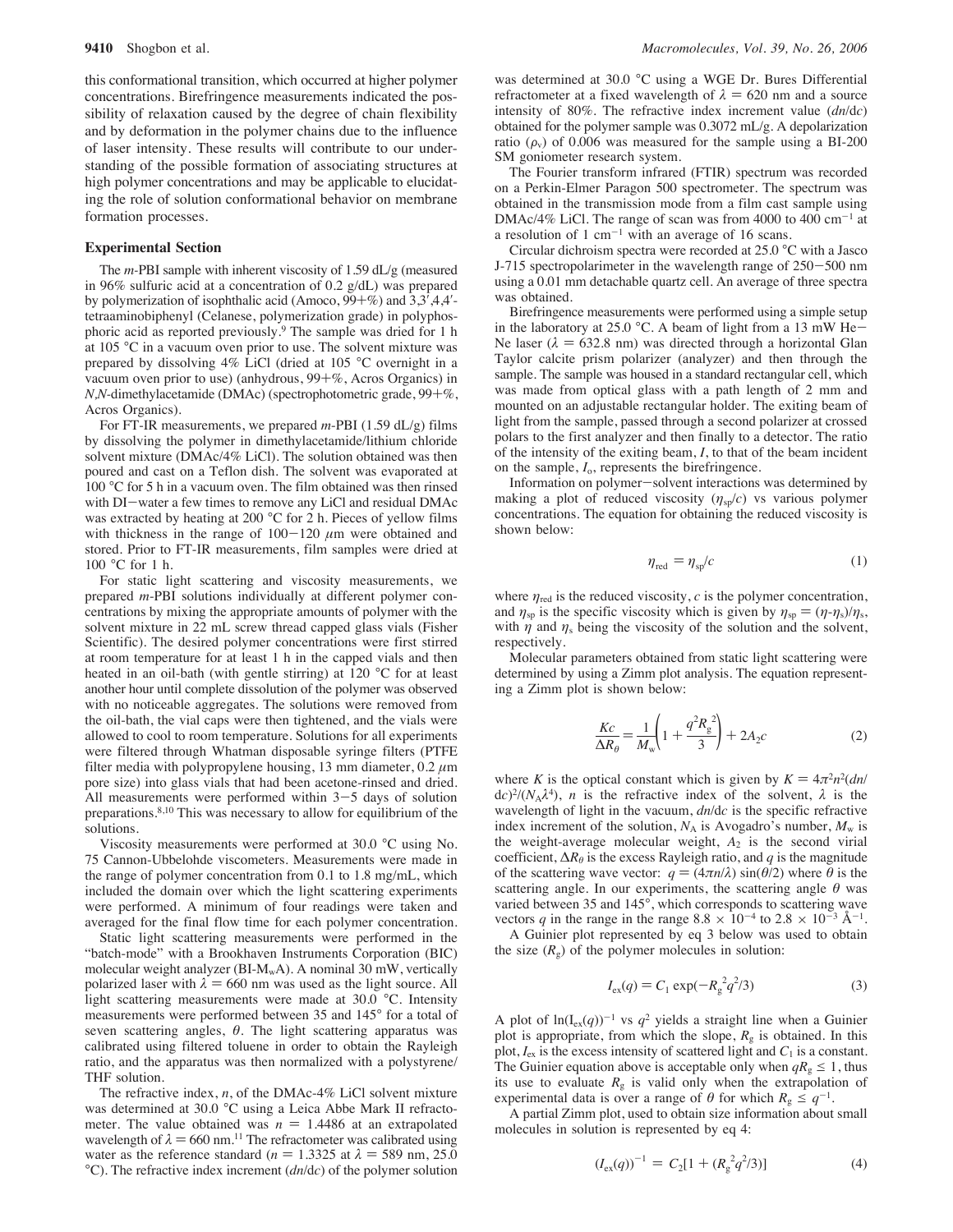this conformational transition, which occurred at higher polymer concentrations. Birefringence measurements indicated the possibility of relaxation caused by the degree of chain flexibility and by deformation in the polymer chains due to the influence of laser intensity. These results will contribute to our understanding of the possible formation of associating structures at high polymer concentrations and may be applicable to elucidating the role of solution conformational behavior on membrane formation processes.

## Experimental Section

The *m*-PBI sample with inherent viscosity of 1.59 dL/g (measured in 96% sulfuric acid at a concentration of 0.2 g/dL) was prepared by polymerization of isophthalic acid (Amoco, 99+%) and 3,3′,4,4′-tetraaminobiphenyl (Celanese, polymerization grade) in polyphosphoric acid as reported previously.[9] The sample was dried for 1 h at 105 °C in a vacuum oven prior to use. The solvent mixture was prepared by dissolving 4% LiCl (dried at 105 °C overnight in a vacuum oven prior to use) (anhydrous, 99+%, Acros Organics) in *N*,*N*-dimethylacetamide (DMAc) (spectrophotometric grade, 99+%, Acros Organics).

For FT-IR measurements, we prepared *m*-PBI (1.59 dL/g) films by dissolving the polymer in dimethylacetamide/lithium chloride solvent mixture (DMAc/4% LiCl). The solution obtained was then poured and cast on a Teflon dish. The solvent was evaporated at 100 °C for 5 h in a vacuum oven. The film obtained was then rinsed with DI−water a few times to remove any LiCl and residual DMAc was extracted by heating at 200 °C for 2 h. Pieces of yellow films with thickness in the range of 100−120 μm were obtained and stored. Prior to FT-IR measurements, film samples were dried at 100 °C for 1 h.

For static light scattering and viscosity measurements, we prepared *m*-PBI solutions individually at different polymer concentrations by mixing the appropriate amounts of polymer with the solvent mixture in 22 mL screw thread capped glass vials (Fisher Scientific). The desired polymer concentrations were first stirred at room temperature for at least 1 h in the capped vials and then heated in an oil-bath (with gentle stirring) at 120 °C for at least another hour until complete dissolution of the polymer was observed with no noticeable aggregates. The solutions were removed from the oil-bath, the vial caps were then tightened, and the vials were allowed to cool to room temperature. Solutions for all experiments were filtered through Whatman disposable syringe filters (PTFE filter media with polypropylene housing, 13 mm diameter, 0.2 μm pore size) into glass vials that had been acetone-rinsed and dried. All measurements were performed within 3−5 days of solution preparations.[8,10] This was necessary to allow for equilibrium of the solutions.

Viscosity measurements were performed at 30.0 °C using No. 75 Cannon-Ubbelohde viscometers. Measurements were made in the range of polymer concentration from 0.1 to 1.8 mg/mL, which included the domain over which the light scattering experiments were performed. A minimum of four readings were taken and averaged for the final flow time for each polymer concentration.

Static light scattering measurements were performed in the "batch-mode" with a Brookhaven Instruments Corporation (BIC) molecular weight analyzer (BI-$M_w$A). A nominal 30 mW, vertically polarized laser with $\lambda = 660$ nm was used as the light source. All light scattering measurements were made at 30.0 °C. Intensity measurements were performed between 35 and 145° for a total of seven scattering angles, $\theta$. The light scattering apparatus was calibrated using filtered toluene in order to obtain the Rayleigh ratio, and the apparatus was then normalized with a polystyrene/THF solution.

The refractive index, $n$, of the DMAc-4% LiCl solvent mixture was determined at 30.0 °C using a Leica Abbe Mark II refractometer. The value obtained was $n = 1.4486$ at an extrapolated wavelength of $\lambda = 660$ nm.[11] The refractometer was calibrated using water as the reference standard ($n = 1.3325$ at $\lambda = 589$ nm, 25.0 °C). The refractive index increment ($dn/dc$) of the polymer solution was determined at 30.0 °C using a WGE Dr. Bures Differential refractometer at a fixed wavelength of $\lambda = 620$ nm and a source intensity of 80%. The refractive index increment value ($dn/dc$) obtained for the polymer sample was 0.3072 mL/g. A depolarization ratio ($\rho_v$) of 0.006 was measured for the sample using a BI-200 SM goniometer research system.

The Fourier transform infrared (FTIR) spectrum was recorded on a Perkin-Elmer Paragon 500 spectrometer. The spectrum was obtained in the transmission mode from a film cast sample using DMAc/4% LiCl. The range of scan was from 4000 to 400 cm$^{-1}$ at a resolution of 1 cm$^{-1}$ with an average of 16 scans.

Circular dichroism spectra were recorded at 25.0 °C with a Jasco J-715 spectropolarimeter in the wavelength range of 250−500 nm using a 0.01 mm detachable quartz cell. An average of three spectra was obtained.

Birefringence measurements were performed using a simple setup in the laboratory at 25.0 °C. A beam of light from a 13 mW He−Ne laser ($\lambda = 632.8$ nm) was directed through a horizontal Glan Taylor calcite prism polarizer (analyzer) and then through the sample. The sample was housed in a standard rectangular cell, which was made from optical glass with a path length of 2 mm and mounted on an adjustable rectangular holder. The exiting beam of light from the sample, passed through a second polarizer at crossed polars to the first analyzer and then finally to a detector. The ratio of the intensity of the exiting beam, $I$, to that of the beam incident on the sample, $I_o$, represents the birefringence.

Information on polymer−solvent interactions was determined by making a plot of reduced viscosity ($\eta_{sp}/c$) vs various polymer concentrations. The equation for obtaining the reduced viscosity is shown below:

$$\eta_{red} = \eta_{sp}/c \tag{1}$$

where $\eta_{red}$ is the reduced viscosity, $c$ is the polymer concentration, and $\eta_{sp}$ is the specific viscosity which is given by $\eta_{sp} = (\eta - \eta_s)/\eta_s$, with $\eta$ and $\eta_s$ being the viscosity of the solution and the solvent, respectively.

Molecular parameters obtained from static light scattering were determined by using a Zimm plot analysis. The equation representing a Zimm plot is shown below:

$$\frac{Kc}{\Delta R_\theta} = \frac{1}{M_w}\left(1 + \frac{q^2 R_g^{\ 2}}{3}\right) + 2A_2 c \tag{2}$$

where $K$ is the optical constant which is given by $K = 4\pi^2 n^2 (dn/dc)^2/(N_A \lambda^4)$, $n$ is the refractive index of the solvent, $\lambda$ is the wavelength of light in the vacuum, $dn/dc$ is the specific refractive index increment of the solution, $N_A$ is Avogadro's number, $M_w$ is the weight-average molecular weight, $A_2$ is the second virial coefficient, $\Delta R_\theta$ is the excess Rayleigh ratio, and $q$ is the magnitude of the scattering wave vector: $q = (4\pi n/\lambda)\sin(\theta/2)$ where $\theta$ is the scattering angle. In our experiments, the scattering angle $\theta$ was varied between 35 and 145°, which corresponds to scattering wave vectors $q$ in the range in the range $8.8 \times 10^{-4}$ to $2.8 \times 10^{-3}$ Å$^{-1}$.

A Guinier plot represented by eq 3 below was used to obtain the size ($R_g$) of the polymer molecules in solution:

$$I_{ex}(q) = C_1 \exp(-R_g^{\ 2} q^2/3) \tag{3}$$

A plot of $\ln(I_{ex}(q))^{-1}$ vs $q^2$ yields a straight line when a Guinier plot is appropriate, from which the slope, $R_g$ is obtained. In this plot, $I_{ex}$ is the excess intensity of scattered light and $C_1$ is a constant. The Guinier equation above is acceptable only when $qR_g \leq 1$, thus its use to evaluate $R_g$ is valid only when the extrapolation of experimental data is over a range of $\theta$ for which $R_g \leq q^{-1}$.

A partial Zimm plot, used to obtain size information about small molecules in solution is represented by eq 4:

$$(I_{ex}(q))^{-1} = C_2[1 + (R_g^{\ 2} q^2/3)] \tag{4}$$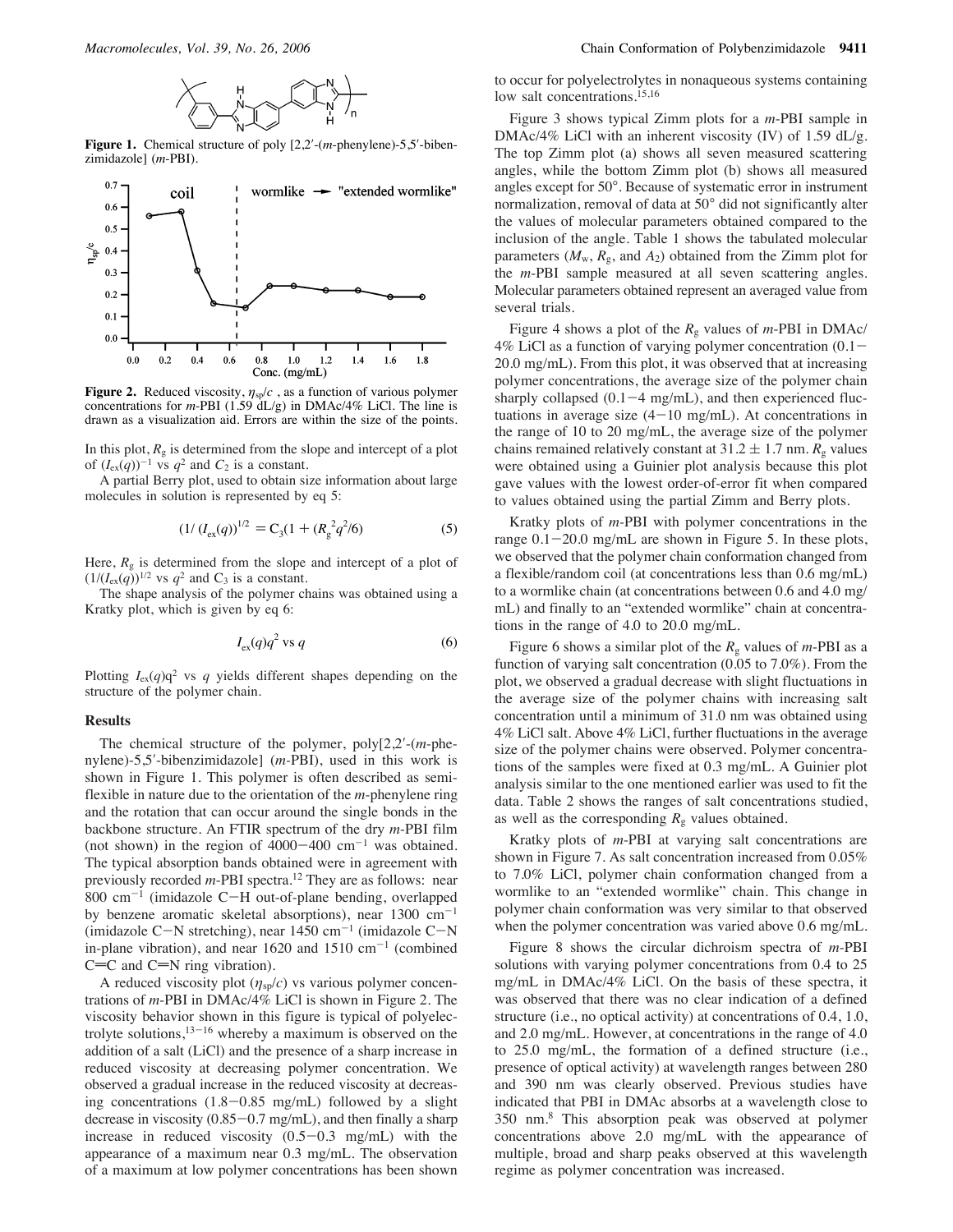**Figure 1.** Chemical structure of poly [2,2′-(*m*-phenylene)-5,5′-bibenzimidazole] (*m*-PBI).

**Figure 2.** Reduced viscosity, $\eta_{sp}/c$ , as a function of various polymer concentrations for *m*-PBI (1.59 dL/g) in DMAc/4% LiCl. The line is drawn as a visualization aid. Errors are within the size of the points.

In this plot, $R_g$ is determined from the slope and intercept of a plot of $(I_{ex}(q))^{-1}$ vs $q^2$ and $C_2$ is a constant.

A partial Berry plot, used to obtain size information about large molecules in solution is represented by eq 5:

$$(1/(I_{ex}(q))^{1/2} = C_3(1 + (R_g^{\,2}q^2/6) \tag{5}$$

Here, $R_g$ is determined from the slope and intercept of a plot of $(1/(I_{ex}(q))^{1/2}$ vs $q^2$ and $C_3$ is a constant.

The shape analysis of the polymer chains was obtained using a Kratky plot, which is given by eq 6:

$$I_{ex}(q)q^2 \text{ vs } q \tag{6}$$

Plotting $I_{ex}(q)q^2$ vs $q$ yields different shapes depending on the structure of the polymer chain.

## Results

The chemical structure of the polymer, poly[2,2′-(*m*-phenylene)-5,5′-bibenzimidazole] (*m*-PBI), used in this work is shown in Figure 1. This polymer is often described as semiflexible in nature due to the orientation of the *m*-phenylene ring and the rotation that can occur around the single bonds in the backbone structure. An FTIR spectrum of the dry *m*-PBI film (not shown) in the region of 4000−400 cm$^{-1}$ was obtained. The typical absorption bands obtained were in agreement with previously recorded *m*-PBI spectra.[12] They are as follows: near 800 cm$^{-1}$ (imidazole C−H out-of-plane bending, overlapped by benzene aromatic skeletal absorptions), near 1300 cm$^{-1}$ (imidazole C−N stretching), near 1450 cm$^{-1}$ (imidazole C−N in-plane vibration), and near 1620 and 1510 cm$^{-1}$ (combined C=C and C=N ring vibration).

A reduced viscosity plot ($\eta_{sp}/c$) vs various polymer concentrations of *m*-PBI in DMAc/4% LiCl is shown in Figure 2. The viscosity behavior shown in this figure is typical of polyelectrolyte solutions,[13−16] whereby a maximum is observed on the addition of a salt (LiCl) and the presence of a sharp increase in reduced viscosity at decreasing polymer concentration. We observed a gradual increase in the reduced viscosity at decreasing concentrations (1.8−0.85 mg/mL) followed by a slight decrease in viscosity (0.85−0.7 mg/mL), and then finally a sharp increase in reduced viscosity (0.5−0.3 mg/mL) with the appearance of a maximum near 0.3 mg/mL. The observation of a maximum at low polymer concentrations has been shown to occur for polyelectrolytes in nonaqueous systems containing low salt concentrations.[15,16]

Figure 3 shows typical Zimm plots for a *m*-PBI sample in DMAc/4% LiCl with an inherent viscosity (IV) of 1.59 dL/g. The top Zimm plot (a) shows all seven measured scattering angles, while the bottom Zimm plot (b) shows all measured angles except for 50°. Because of systematic error in instrument normalization, removal of data at 50° did not significantly alter the values of molecular parameters obtained compared to the inclusion of the angle. Table 1 shows the tabulated molecular parameters ($M_w$, $R_g$, and $A_2$) obtained from the Zimm plot for the *m*-PBI sample measured at all seven scattering angles. Molecular parameters obtained represent an averaged value from several trials.

Figure 4 shows a plot of the $R_g$ values of *m*-PBI in DMAc/4% LiCl as a function of varying polymer concentration (0.1−20.0 mg/mL). From this plot, it was observed that at increasing polymer concentrations, the average size of the polymer chain sharply collapsed (0.1−4 mg/mL), and then experienced fluctuations in average size (4−10 mg/mL). At concentrations in the range of 10 to 20 mg/mL, the average size of the polymer chains remained relatively constant at 31.2 ± 1.7 nm. $R_g$ values were obtained using a Guinier plot analysis because this plot gave values with the lowest order-of-error fit when compared to values obtained using the partial Zimm and Berry plots.

Kratky plots of *m*-PBI with polymer concentrations in the range 0.1−20.0 mg/mL are shown in Figure 5. In these plots, we observed that the polymer chain conformation changed from a flexible/random coil (at concentrations less than 0.6 mg/mL) to a wormlike chain (at concentrations between 0.6 and 4.0 mg/mL) and finally to an "extended wormlike" chain at concentrations in the range of 4.0 to 20.0 mg/mL.

Figure 6 shows a similar plot of the $R_g$ values of *m*-PBI as a function of varying salt concentration (0.05 to 7.0%). From the plot, we observed a gradual decrease with slight fluctuations in the average size of the polymer chains with increasing salt concentration until a minimum of 31.0 nm was obtained using 4% LiCl salt. Above 4% LiCl, further fluctuations in the average size of the polymer chains were observed. Polymer concentrations of the samples were fixed at 0.3 mg/mL. A Guinier plot analysis similar to the one mentioned earlier was used to fit the data. Table 2 shows the ranges of salt concentrations studied, as well as the corresponding $R_g$ values obtained.

Kratky plots of *m*-PBI at varying salt concentrations are shown in Figure 7. As salt concentration increased from 0.05% to 7.0% LiCl, polymer chain conformation changed from a wormlike to an "extended wormlike" chain. This change in polymer chain conformation was very similar to that observed when the polymer concentration was varied above 0.6 mg/mL.

Figure 8 shows the circular dichroism spectra of *m*-PBI solutions with varying polymer concentrations from 0.4 to 25 mg/mL in DMAc/4% LiCl. On the basis of these spectra, it was observed that there was no clear indication of a defined structure (i.e., no optical activity) at concentrations of 0.4, 1.0, and 2.0 mg/mL. However, at concentrations in the range of 4.0 to 25.0 mg/mL, the formation of a defined structure (i.e., presence of optical activity) at wavelength ranges between 280 and 390 nm was clearly observed. Previous studies have indicated that PBI in DMAc absorbs at a wavelength close to 350 nm.[8] This absorption peak was observed at polymer concentrations above 2.0 mg/mL with the appearance of multiple, broad and sharp peaks observed at this wavelength regime as polymer concentration was increased.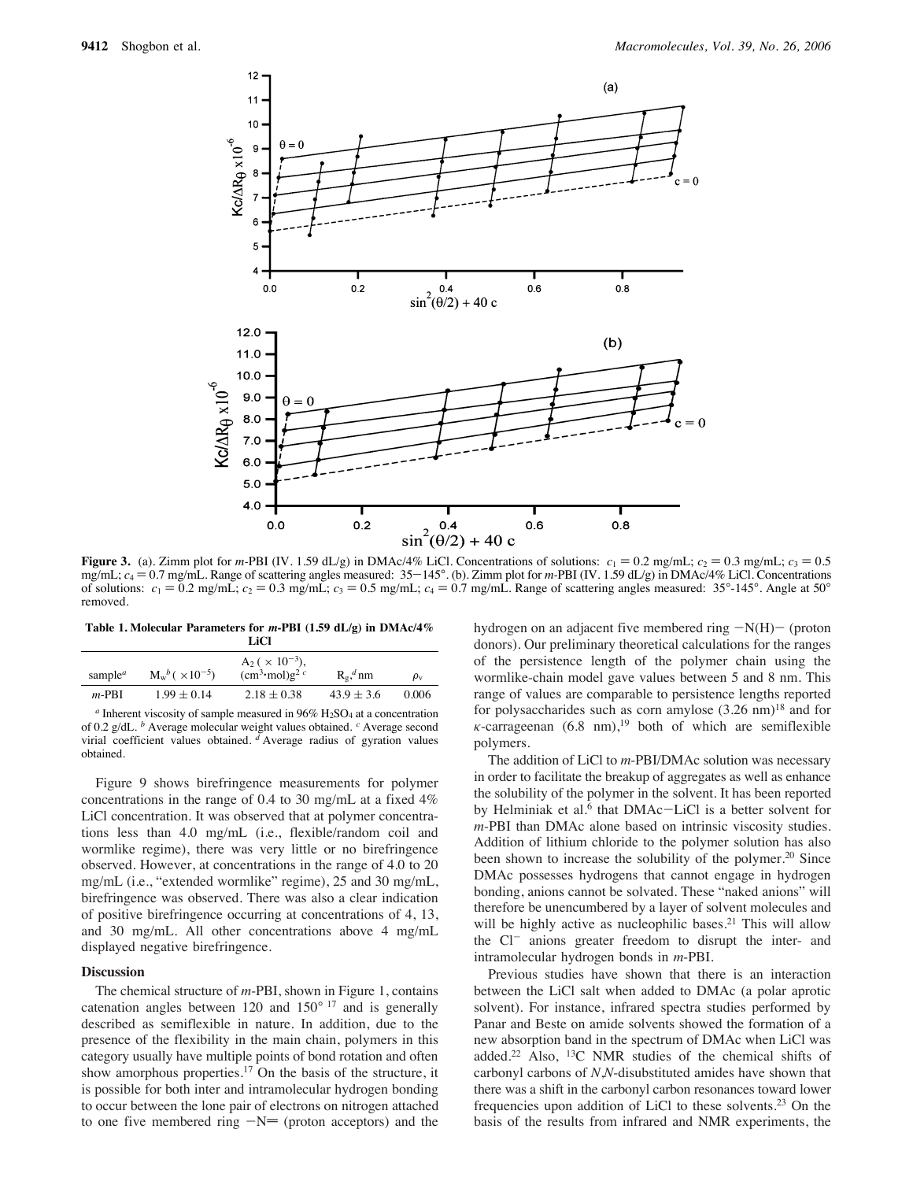**Figure 3.** (a). Zimm plot for *m*-PBI (IV. 1.59 dL/g) in DMAc/4% LiCl. Concentrations of solutions: $c_1$ = 0.2 mg/mL; $c_2$ = 0.3 mg/mL; $c_3$ = 0.5 mg/mL; $c_4$ = 0.7 mg/mL. Range of scattering angles measured: 35−145°. (b). Zimm plot for *m*-PBI (IV. 1.59 dL/g) in DMAc/4% LiCl. Concentrations of solutions: $c_1$ = 0.2 mg/mL; $c_2$ = 0.3 mg/mL; $c_3$ = 0.5 mg/mL; $c_4$ = 0.7 mg/mL. Range of scattering angles measured: 35°-145°. Angle at 50° removed.

**Table 1. Molecular Parameters for *m*-PBI (1.59 dL/g) in DMAc/4% LiCl**

| sample[a] | $M_w$[b] ($\times 10^{-5}$) | $A_2$ ($\times 10^{-3}$), ($cm^3 \cdot mol)g^2$ [c] | $R_g$,[d] nm | $\rho_v$ |
|---|---|---|---|---|
| *m*-PBI | 1.99 ± 0.14 | 2.18 ± 0.38 | 43.9 ± 3.6 | 0.006 |

[a] Inherent viscosity of sample measured in 96% $H_2SO_4$ at a concentration of 0.2 g/dL. [b] Average molecular weight values obtained. [c] Average second virial coefficient values obtained. [d] Average radius of gyration values obtained.

Figure 9 shows birefringence measurements for polymer concentrations in the range of 0.4 to 30 mg/mL at a fixed 4% LiCl concentration. It was observed that at polymer concentrations less than 4.0 mg/mL (i.e., flexible/random coil and wormlike regime), there was very little or no birefringence observed. However, at concentrations in the range of 4.0 to 20 mg/mL (i.e., "extended wormlike" regime), 25 and 30 mg/mL, birefringence was observed. There was also a clear indication of positive birefringence occurring at concentrations of 4, 13, and 30 mg/mL. All other concentrations above 4 mg/mL displayed negative birefringence.

## Discussion

The chemical structure of *m*-PBI, shown in Figure 1, contains catenation angles between 120 and 150° [17] and is generally described as semiflexible in nature. In addition, due to the presence of the flexibility in the main chain, polymers in this category usually have multiple points of bond rotation and often show amorphous properties.[17] On the basis of the structure, it is possible for both inter and intramolecular hydrogen bonding to occur between the lone pair of electrons on nitrogen attached to one five membered ring −N= (proton acceptors) and the hydrogen on an adjacent five membered ring −N(H)− (proton donors). Our preliminary theoretical calculations for the ranges of the persistence length of the polymer chain using the wormlike-chain model gave values between 5 and 8 nm. This range of values are comparable to persistence lengths reported for polysaccharides such as corn amylose (3.26 nm)[18] and for κ-carrageenan (6.8 nm),[19] both of which are semiflexible polymers.

The addition of LiCl to *m*-PBI/DMAc solution was necessary in order to facilitate the breakup of aggregates as well as enhance the solubility of the polymer in the solvent. It has been reported by Helminiak et al.[6] that DMAc−LiCl is a better solvent for *m*-PBI than DMAc alone based on intrinsic viscosity studies. Addition of lithium chloride to the polymer solution has also been shown to increase the solubility of the polymer.[20] Since DMAc possesses hydrogens that cannot engage in hydrogen bonding, anions cannot be solvated. These "naked anions" will therefore be unencumbered by a layer of solvent molecules and will be highly active as nucleophilic bases.[21] This will allow the $Cl^-$ anions greater freedom to disrupt the inter- and intramolecular hydrogen bonds in *m*-PBI.

Previous studies have shown that there is an interaction between the LiCl salt when added to DMAc (a polar aprotic solvent). For instance, infrared spectra studies performed by Panar and Beste on amide solvents showed the formation of a new absorption band in the spectrum of DMAc when LiCl was added.[22] Also, $^{13}C$ NMR studies of the chemical shifts of carbonyl carbons of *N*,*N*-disubstituted amides have shown that there was a shift in the carbonyl carbon resonances toward lower frequencies upon addition of LiCl to these solvents.[23] On the basis of the results from infrared and NMR experiments, the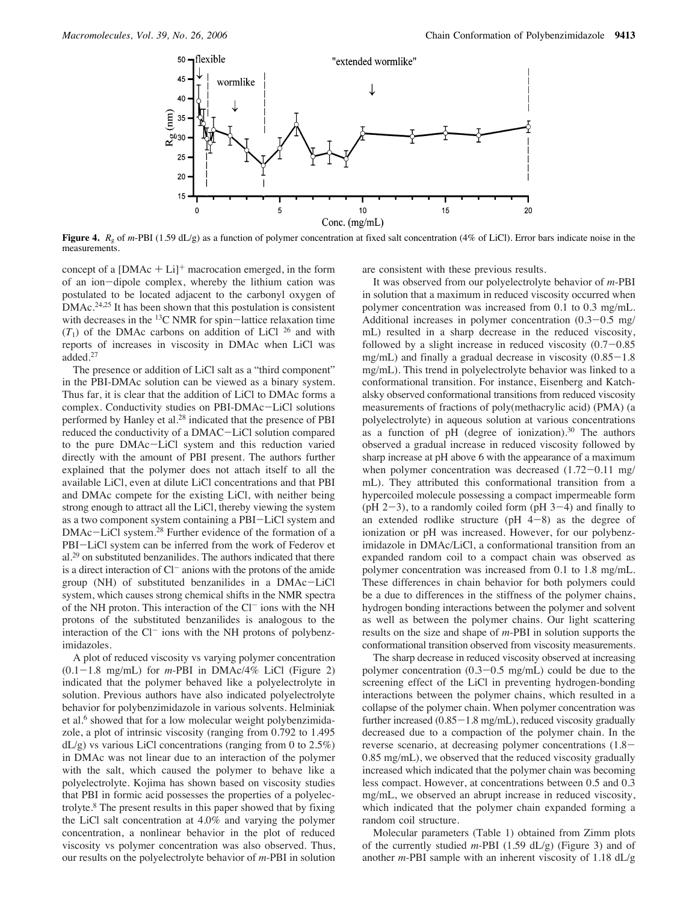**Figure 4.** $R_g$ of *m*-PBI (1.59 dL/g) as a function of polymer concentration at fixed salt concentration (4% of LiCl). Error bars indicate noise in the measurements.

concept of a $[DMAc + Li]^+$ macrocation emerged, in the form of an ion−dipole complex, whereby the lithium cation was postulated to be located adjacent to the carbonyl oxygen of DMAc.[24,25] It has been shown that this postulation is consistent with decreases in the $^{13}C$ NMR for spin−lattice relaxation time ($T_1$) of the DMAc carbons on addition of LiCl [26] and with reports of increases in viscosity in DMAc when LiCl was added.[27]

The presence or addition of LiCl salt as a "third component" in the PBI-DMAc solution can be viewed as a binary system. Thus far, it is clear that the addition of LiCl to DMAc forms a complex. Conductivity studies on PBI-DMAc−LiCl solutions performed by Hanley et al.[28] indicated that the presence of PBI reduced the conductivity of a DMAC−LiCl solution compared to the pure DMAc−LiCl system and this reduction varied directly with the amount of PBI present. The authors further explained that the polymer does not attach itself to all the available LiCl, even at dilute LiCl concentrations and that PBI and DMAc compete for the existing LiCl, with neither being strong enough to attract all the LiCl, thereby viewing the system as a two component system containing a PBI−LiCl system and DMAc−LiCl system.[28] Further evidence of the formation of a PBI−LiCl system can be inferred from the work of Federov et al.[29] on substituted benzanilides. The authors indicated that there is a direct interaction of $Cl^-$ anions with the protons of the amide group (NH) of substituted benzanilides in a DMAc−LiCl system, which causes strong chemical shifts in the NMR spectra of the NH proton. This interaction of the $Cl^-$ ions with the NH protons of the substituted benzanilides is analogous to the interaction of the $Cl^-$ ions with the NH protons of polybenzimidazoles.

A plot of reduced viscosity vs varying polymer concentration (0.1−1.8 mg/mL) for *m*-PBI in DMAc/4% LiCl (Figure 2) indicated that the polymer behaved like a polyelectrolyte in solution. Previous authors have also indicated polyelectrolyte behavior for polybenzimidazole in various solvents. Helminiak et al.[6] showed that for a low molecular weight polybenzimidazole, a plot of intrinsic viscosity (ranging from 0.792 to 1.495 dL/g) vs various LiCl concentrations (ranging from 0 to 2.5%) in DMAc was not linear due to an interaction of the polymer with the salt, which caused the polymer to behave like a polyelectrolyte. Kojima has shown based on viscosity studies that PBI in formic acid possesses the properties of a polyelectrolyte.[8] The present results in this paper showed that by fixing the LiCl salt concentration at 4.0% and varying the polymer concentration, a nonlinear behavior in the plot of reduced viscosity vs polymer concentration was also observed. Thus, our results on the polyelectrolyte behavior of *m*-PBI in solution are consistent with these previous results.

It was observed from our polyelectrolyte behavior of *m*-PBI in solution that a maximum in reduced viscosity occurred when polymer concentration was increased from 0.1 to 0.3 mg/mL. Additional increases in polymer concentration (0.3−0.5 mg/mL) resulted in a sharp decrease in the reduced viscosity, followed by a slight increase in reduced viscosity (0.7−0.85 mg/mL) and finally a gradual decrease in viscosity (0.85−1.8 mg/mL). This trend in polyelectrolyte behavior was linked to a conformational transition. For instance, Eisenberg and Katchalsky observed conformational transitions from reduced viscosity measurements of fractions of poly(methacrylic acid) (PMA) (a polyelectrolyte) in aqueous solution at various concentrations as a function of pH (degree of ionization).[30] The authors observed a gradual increase in reduced viscosity followed by sharp increase at pH above 6 with the appearance of a maximum when polymer concentration was decreased (1.72−0.11 mg/mL). They attributed this conformational transition from a hypercoiled molecule possessing a compact impermeable form (pH 2−3), to a randomly coiled form (pH 3−4) and finally to an extended rodlike structure (pH 4−8) as the degree of ionization or pH was increased. However, for our polybenzimidazole in DMAc/LiCl, a conformational transition from an expanded random coil to a compact chain was observed as polymer concentration was increased from 0.1 to 1.8 mg/mL. These differences in chain behavior for both polymers could be a due to differences in the stiffness of the polymer chains, hydrogen bonding interactions between the polymer and solvent as well as between the polymer chains. Our light scattering results on the size and shape of *m*-PBI in solution supports the conformational transition observed from viscosity measurements.

The sharp decrease in reduced viscosity observed at increasing polymer concentration (0.3−0.5 mg/mL) could be due to the screening effect of the LiCl in preventing hydrogen-bonding interactions between the polymer chains, which resulted in a collapse of the polymer chain. When polymer concentration was further increased (0.85−1.8 mg/mL), reduced viscosity gradually decreased due to a compaction of the polymer chain. In the reverse scenario, at decreasing polymer concentrations (1.8−0.85 mg/mL), we observed that the reduced viscosity gradually increased which indicated that the polymer chain was becoming less compact. However, at concentrations between 0.5 and 0.3 mg/mL, we observed an abrupt increase in reduced viscosity, which indicated that the polymer chain expanded forming a random coil structure.

Molecular parameters (Table 1) obtained from Zimm plots of the currently studied *m*-PBI (1.59 dL/g) (Figure 3) and of another *m*-PBI sample with an inherent viscosity of 1.18 dL/g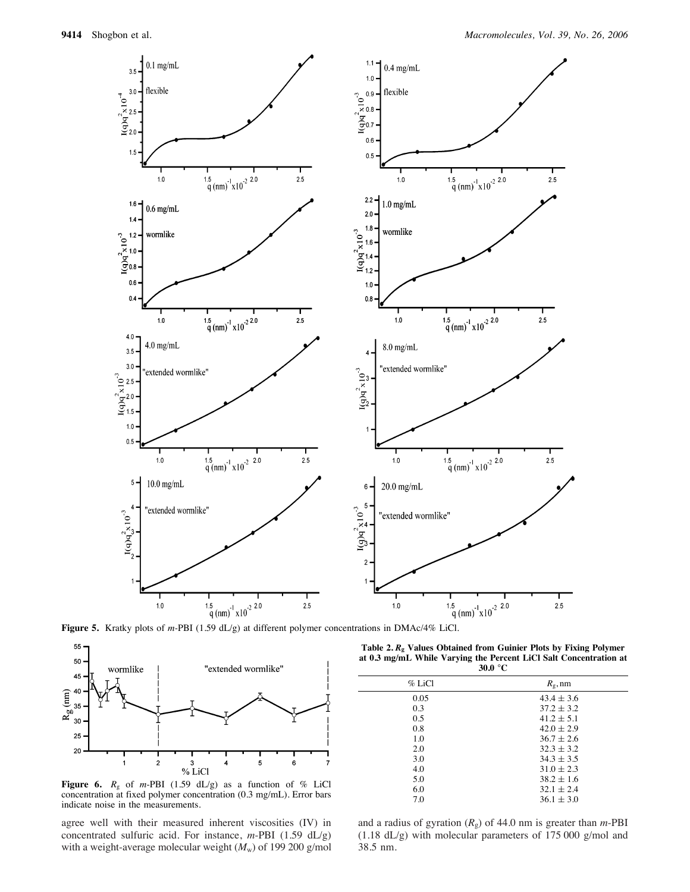**Figure 5.** Kratky plots of *m*-PBI (1.59 dL/g) at different polymer concentrations in DMAc/4% LiCl.

**Figure 6.** $R_g$ of *m*-PBI (1.59 dL/g) as a function of % LiCl concentration at fixed polymer concentration (0.3 mg/mL). Error bars indicate noise in the measurements.

**Table 2. $R_g$ Values Obtained from Guinier Plots by Fixing Polymer at 0.3 mg/mL While Varying the Percent LiCl Salt Concentration at 30.0 °C**

| % LiCl | $R_g$, nm |
|---|---|
| 0.05 | 43.4 ± 3.6 |
| 0.3 | 37.2 ± 3.2 |
| 0.5 | 41.2 ± 5.1 |
| 0.8 | 42.0 ± 2.9 |
| 1.0 | 36.7 ± 2.6 |
| 2.0 | 32.3 ± 3.2 |
| 3.0 | 34.3 ± 3.5 |
| 4.0 | 31.0 ± 2.3 |
| 5.0 | 38.2 ± 1.6 |
| 6.0 | 32.1 ± 2.4 |
| 7.0 | 36.1 ± 3.0 |

agree well with their measured inherent viscosities (IV) in concentrated sulfuric acid. For instance, *m*-PBI (1.59 dL/g) with a weight-average molecular weight ($M_w$) of 199 200 g/mol and a radius of gyration ($R_g$) of 44.0 nm is greater than *m*-PBI (1.18 dL/g) with molecular parameters of 175 000 g/mol and 38.5 nm.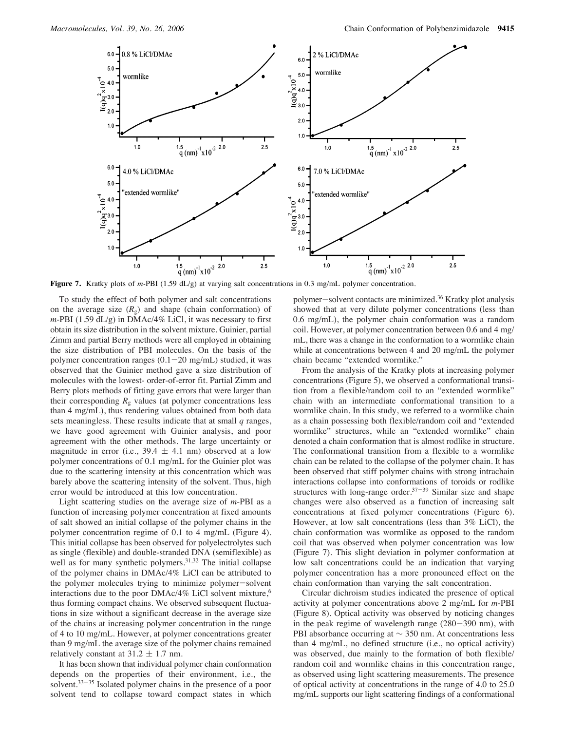**Figure 7.** Kratky plots of *m*-PBI (1.59 dL/g) at varying salt concentrations in 0.3 mg/mL polymer concentration.

To study the effect of both polymer and salt concentrations on the average size ($R_g$) and shape (chain conformation) of *m*-PBI (1.59 dL/g) in DMAc/4% LiCl, it was necessary to first obtain its size distribution in the solvent mixture. Guinier, partial Zimm and partial Berry methods were all employed in obtaining the size distribution of PBI molecules. On the basis of the polymer concentration ranges (0.1−20 mg/mL) studied, it was observed that the Guinier method gave a size distribution of molecules with the lowest- order-of-error fit. Partial Zimm and Berry plots methods of fitting gave errors that were larger than their corresponding $R_g$ values (at polymer concentrations less than 4 mg/mL), thus rendering values obtained from both data sets meaningless. These results indicate that at small *q* ranges, we have good agreement with Guinier analysis, and poor agreement with the other methods. The large uncertainty or magnitude in error (i.e., 39.4 ± 4.1 nm) observed at a low polymer concentrations of 0.1 mg/mL for the Guinier plot was due to the scattering intensity at this concentration which was barely above the scattering intensity of the solvent. Thus, high error would be introduced at this low concentration.

Light scattering studies on the average size of *m*-PBI as a function of increasing polymer concentration at fixed amounts of salt showed an initial collapse of the polymer chains in the polymer concentration regime of 0.1 to 4 mg/mL (Figure 4). This initial collapse has been observed for polyelectrolytes such as single (flexible) and double-stranded DNA (semiflexible) as well as for many synthetic polymers.[31,32] The initial collapse of the polymer chains in DMAc/4% LiCl can be attributed to the polymer molecules trying to minimize polymer−solvent interactions due to the poor DMAc/4% LiCl solvent mixture,[6] thus forming compact chains. We observed subsequent fluctuations in size without a significant decrease in the average size of the chains at increasing polymer concentration in the range of 4 to 10 mg/mL. However, at polymer concentrations greater than 9 mg/mL the average size of the polymer chains remained relatively constant at 31.2 ± 1.7 nm.

It has been shown that individual polymer chain conformation depends on the properties of their environment, i.e., the solvent.[33−35] Isolated polymer chains in the presence of a poor solvent tend to collapse toward compact states in which polymer−solvent contacts are minimized.[36] Kratky plot analysis showed that at very dilute polymer concentrations (less than 0.6 mg/mL), the polymer chain conformation was a random coil. However, at polymer concentration between 0.6 and 4 mg/mL, there was a change in the conformation to a wormlike chain while at concentrations between 4 and 20 mg/mL the polymer chain became "extended wormlike."

From the analysis of the Kratky plots at increasing polymer concentrations (Figure 5), we observed a conformational transition from a flexible/random coil to an "extended wormlike" chain with an intermediate conformational transition to a wormlike chain. In this study, we referred to a wormlike chain as a chain possessing both flexible/random coil and "extended wormlike" structures, while an "extended wormlike" chain denoted a chain conformation that is almost rodlike in structure. The conformational transition from a flexible to a wormlike chain can be related to the collapse of the polymer chain. It has been observed that stiff polymer chains with strong intrachain interactions collapse into conformations of toroids or rodlike structures with long-range order.[37−39] Similar size and shape changes were also observed as a function of increasing salt concentrations at fixed polymer concentrations (Figure 6). However, at low salt concentrations (less than 3% LiCl), the chain conformation was wormlike as opposed to the random coil that was observed when polymer concentration was low (Figure 7). This slight deviation in polymer conformation at low salt concentrations could be an indication that varying polymer concentration has a more pronounced effect on the chain conformation than varying the salt concentration.

Circular dichroism studies indicated the presence of optical activity at polymer concentrations above 2 mg/mL for *m*-PBI (Figure 8). Optical activity was observed by noticing changes in the peak regime of wavelength range (280−390 nm), with PBI absorbance occurring at ∼ 350 nm. At concentrations less than 4 mg/mL, no defined structure (i.e., no optical activity) was observed, due mainly to the formation of both flexible/random coil and wormlike chains in this concentration range, as observed using light scattering measurements. The presence of optical activity at concentrations in the range of 4.0 to 25.0 mg/mL supports our light scattering findings of a conformational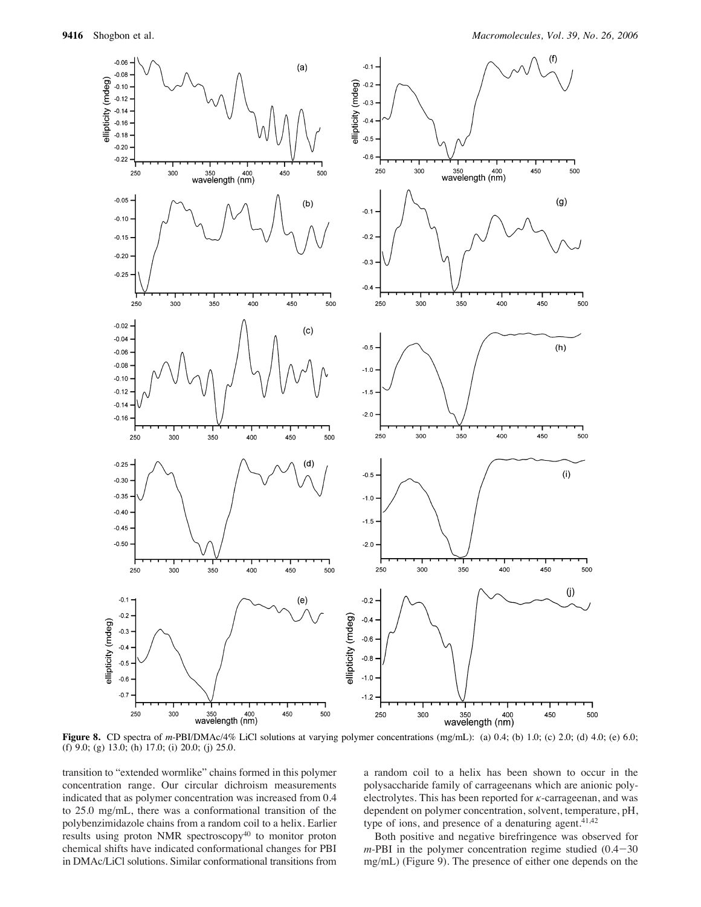**Figure 8.** CD spectra of *m*-PBI/DMAc/4% LiCl solutions at varying polymer concentrations (mg/mL): (a) 0.4; (b) 1.0; (c) 2.0; (d) 4.0; (e) 6.0; (f) 9.0; (g) 13.0; (h) 17.0; (i) 20.0; (j) 25.0.

transition to "extended wormlike" chains formed in this polymer concentration range. Our circular dichroism measurements indicated that as polymer concentration was increased from 0.4 to 25.0 mg/mL, there was a conformational transition of the polybenzimidazole chains from a random coil to a helix. Earlier results using proton NMR spectroscopy[40] to monitor proton chemical shifts have indicated conformational changes for PBI in DMAc/LiCl solutions. Similar conformational transitions from a random coil to a helix has been shown to occur in the polysaccharide family of carrageenans which are anionic polyelectrolytes. This has been reported for $\kappa$-carrageenan, and was dependent on polymer concentration, solvent, temperature, pH, type of ions, and presence of a denaturing agent.[41,42]

Both positive and negative birefringence was observed for *m*-PBI in the polymer concentration regime studied (0.4−30 mg/mL) (Figure 9). The presence of either one depends on the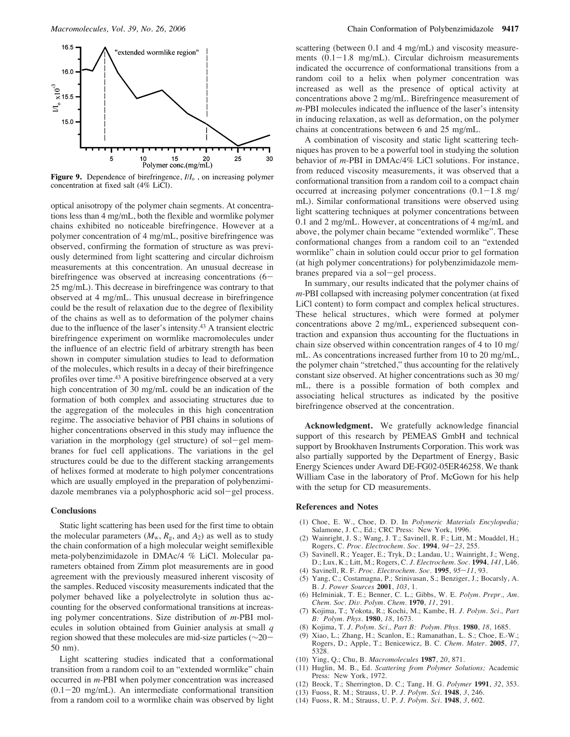**Figure 9.** Dependence of birefringence, $I/I_o$, on increasing polymer concentration at fixed salt (4% LiCl).

optical anisotropy of the polymer chain segments. At concentrations less than 4 mg/mL, both the flexible and wormlike polymer chains exhibited no noticeable birefringence. However at a polymer concentration of 4 mg/mL, positive birefringence was observed, confirming the formation of structure as was previously determined from light scattering and circular dichroism measurements at this concentration. An unusual decrease in birefringence was observed at increasing concentrations (6–25 mg/mL). This decrease in birefringence was contrary to that observed at 4 mg/mL. This unusual decrease in birefringence could be the result of relaxation due to the degree of flexibility of the chains as well as to deformation of the polymer chains due to the influence of the laser's intensity.[43] A transient electric birefringence experiment on wormlike macromolecules under the influence of an electric field of arbitrary strength has been shown in computer simulation studies to lead to deformation of the molecules, which results in a decay of their birefringence profiles over time.[43] A positive birefringence observed at a very high concentration of 30 mg/mL could be an indication of the formation of both complex and associating structures due to the aggregation of the molecules in this high concentration regime. The associative behavior of PBI chains in solutions of higher concentrations observed in this study may influence the variation in the morphology (gel structure) of sol–gel membranes for fuel cell applications. The variations in the gel structures could be due to the different stacking arrangements of helixes formed at moderate to high polymer concentrations which are usually employed in the preparation of polybenzimidazole membranes via a polyphosphoric acid sol–gel process.

## Conclusions

Static light scattering has been used for the first time to obtain the molecular parameters ($M_w$, $R_g$, and $A_2$) as well as to study the chain conformation of a high molecular weight semiflexible meta-polybenzimidazole in DMAc/4 % LiCl. Molecular parameters obtained from Zimm plot measurements are in good agreement with the previously measured inherent viscosity of the samples. Reduced viscosity measurements indicated that the polymer behaved like a polyelectrolyte in solution thus accounting for the observed conformational transitions at increasing polymer concentrations. Size distribution of *m*-PBI molecules in solution obtained from Guinier analysis at small *q* region showed that these molecules are mid-size particles (~20–50 nm).

Light scattering studies indicated that a conformational transition from a random coil to an "extended wormlike" chain occurred in *m*-PBI when polymer concentration was increased (0.1–20 mg/mL). An intermediate conformational transition from a random coil to a wormlike chain was observed by light scattering (between 0.1 and 4 mg/mL) and viscosity measurements (0.1–1.8 mg/mL). Circular dichroism measurements indicated the occurrence of conformational transitions from a random coil to a helix when polymer concentration was increased as well as the presence of optical activity at concentrations above 2 mg/mL. Birefringence measurement of *m*-PBI molecules indicated the influence of the laser's intensity in inducing relaxation, as well as deformation, on the polymer chains at concentrations between 6 and 25 mg/mL.

A combination of viscosity and static light scattering techniques has proven to be a powerful tool in studying the solution behavior of *m*-PBI in DMAc/4% LiCl solutions. For instance, from reduced viscosity measurements, it was observed that a conformational transition from a random coil to a compact chain occurred at increasing polymer concentrations (0.1–1.8 mg/mL). Similar conformational transitions were observed using light scattering techniques at polymer concentrations between 0.1 and 2 mg/mL. However, at concentrations of 4 mg/mL and above, the polymer chain became "extended wormlike". These conformational changes from a random coil to an "extended wormlike" chain in solution could occur prior to gel formation (at high polymer concentrations) for polybenzimidazole membranes prepared via a sol–gel process.

In summary, our results indicated that the polymer chains of *m*-PBI collapsed with increasing polymer concentration (at fixed LiCl content) to form compact and complex helical structures. These helical structures, which were formed at polymer concentrations above 2 mg/mL, experienced subsequent contraction and expansion thus accounting for the fluctuations in chain size observed within concentration ranges of 4 to 10 mg/mL. As concentrations increased further from 10 to 20 mg/mL, the polymer chain "stretched," thus accounting for the relatively constant size observed. At higher concentrations such as 30 mg/mL, there is a possible formation of both complex and associating helical structures as indicated by the positive birefringence observed at the concentration.

**Acknowledgment.** We gratefully acknowledge financial support of this research by PEMEAS GmbH and technical support by Brookhaven Instruments Corporation. This work was also partially supported by the Department of Energy, Basic Energy Sciences under Award DE-FG02-05ER46258. We thank William Case in the laboratory of Prof. McGown for his help with the setup for CD measurements.

## References and Notes

(1) Choe, E. W., Choe, D. D. In *Polymeric Materials Encylopedia;* Salamone, J. C., Ed.; CRC Press: New York, 1996.
(2) Wainright, J. S.; Wang, J. T.; Savinell, R. F.; Litt, M.; Moaddel, H.; Rogers, C. *Proc. Electrochem. Soc.* **1994**, *94–23*, 255.
(3) Savinell, R.; Yeager, E.; Tryk, D.; Landau, U.; Wainright, J.; Weng, D.; Lux, K.; Litt, M.; Rogers, C. *J. Electrochem. Soc.* **1994**, *141*, L46.
(4) Savinell, R. F. *Proc. Electrochem. Soc.* **1995**, *95–11*, 93.
(5) Yang, C.; Costamagna, P.; Srinivasan, S.; Benziger, J.; Bocarsly, A. B. *J. Power Sources* **2001**, *103*, 1.
(6) Helminiak, T. E.; Benner, C. L.; Gibbs, W. E. *Polym. Prepr., Am. Chem. Soc. Div. Polym. Chem.* **1970**, *11*, 291.
(7) Kojima, T.; Yokota, R.; Kochi, M.; Kambe, H. *J. Polym. Sci., Part B: Polym. Phys.* **1980**, *18*, 1673.
(8) Kojima, T. *J. Polym. Sci., Part B: Polym. Phys.* **1980**, *18*, 1685.
(9) Xiao, L.; Zhang, H.; Scanlon, E.; Ramanathan, L. S.; Choe, E.-W.; Rogers, D.; Apple, T.; Benicewicz, B. C. *Chem. Mater.* **2005**, *17*, 5328.
(10) Ying, Q.; Chu, B. *Macromolecules* **1987**, *20*, 871.
(11) Huglin, M. B., Ed. *Scattering from Polymer Solutions;* Academic Press: New York, 1972.
(12) Brock, T.; Sherrington, D. C.; Tang, H. G. *Polymer* **1991**, *32*, 353.
(13) Fuoss, R. M.; Strauss, U. P. *J. Polym. Sci.* **1948**, *3*, 246.
(14) Fuoss, R. M.; Strauss, U. P. *J. Polym. Sci.* **1948**, *3*, 602.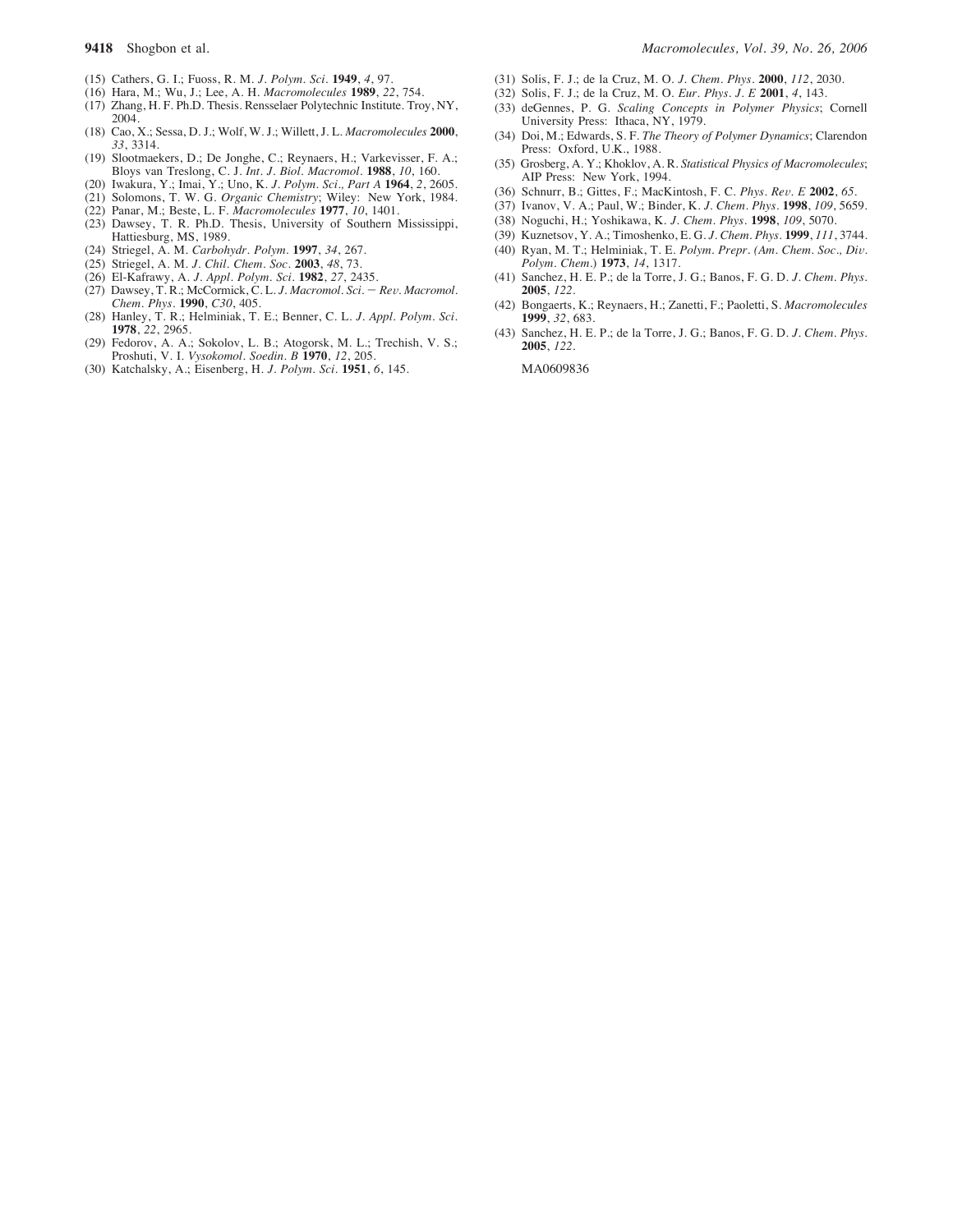(15) Cathers, G. I.; Fuoss, R. M. *J. Polym. Sci.* **1949**, *4*, 97.
(16) Hara, M.; Wu, J.; Lee, A. H. *Macromolecules* **1989**, *22*, 754.
(17) Zhang, H. F. Ph.D. Thesis. Rensselaer Polytechnic Institute. Troy, NY, 2004.
(18) Cao, X.; Sessa, D. J.; Wolf, W. J.; Willett, J. L. *Macromolecules* **2000**, *33*, 3314.
(19) Slootmaekers, D.; De Jonghe, C.; Reynaers, H.; Varkevisser, F. A.; Bloys van Treslong, C. J. *Int. J. Biol. Macromol.* **1988**, *10*, 160.
(20) Iwakura, Y.; Imai, Y.; Uno, K. *J. Polym. Sci., Part A* **1964**, *2*, 2605.
(21) Solomons, T. W. G. *Organic Chemistry*; Wiley: New York, 1984.
(22) Panar, M.; Beste, L. F. *Macromolecules* **1977**, *10*, 1401.
(23) Dawsey, T. R. Ph.D. Thesis, University of Southern Mississippi, Hattiesburg, MS, 1989.
(24) Striegel, A. M. *Carbohydr. Polym.* **1997**, *34*, 267.
(25) Striegel, A. M. *J. Chil. Chem. Soc.* **2003**, *48*, 73.
(26) El-Kafrawy, A. *J. Appl. Polym. Sci.* **1982**, *27*, 2435.
(27) Dawsey, T. R.; McCormick, C. L. *J. Macromol. Sci.* − *Rev. Macromol. Chem. Phys.* **1990**, *C30*, 405.
(28) Hanley, T. R.; Helminiak, T. E.; Benner, C. L. *J. Appl. Polym. Sci.* **1978**, *22*, 2965.
(29) Fedorov, A. A.; Sokolov, L. B.; Atogorsk, M. L.; Trechish, V. S.; Proshuti, V. I. *Vysokomol. Soedin. B* **1970**, *12*, 205.
(30) Katchalsky, A.; Eisenberg, H. *J. Polym. Sci.* **1951**, *6*, 145.
(31) Solis, F. J.; de la Cruz, M. O. *J. Chem. Phys.* **2000**, *112*, 2030.
(32) Solis, F. J.; de la Cruz, M. O. *Eur. Phys. J. E* **2001**, *4*, 143.
(33) deGennes, P. G. *Scaling Concepts in Polymer Physics*; Cornell University Press: Ithaca, NY, 1979.
(34) Doi, M.; Edwards, S. F. *The Theory of Polymer Dynamics*; Clarendon Press: Oxford, U.K., 1988.
(35) Grosberg, A. Y.; Khoklov, A. R. *Statistical Physics of Macromolecules*; AIP Press: New York, 1994.
(36) Schnurr, B.; Gittes, F.; MacKintosh, F. C. *Phys. Rev. E* **2002**, *65*.
(37) Ivanov, V. A.; Paul, W.; Binder, K. *J. Chem. Phys.* **1998**, *109*, 5659.
(38) Noguchi, H.; Yoshikawa, K. *J. Chem. Phys.* **1998**, *109*, 5070.
(39) Kuznetsov, Y. A.; Timoshenko, E. G. *J. Chem. Phys.* **1999**, *111*, 3744.
(40) Ryan, M. T.; Helminiak, T. E. *Polym. Prepr. (Am. Chem. Soc., Div. Polym. Chem.)* **1973**, *14*, 1317.
(41) Sanchez, H. E. P.; de la Torre, J. G.; Banos, F. G. D. *J. Chem. Phys.* **2005**, *122*.
(42) Bongaerts, K.; Reynaers, H.; Zanetti, F.; Paoletti, S. *Macromolecules* **1999**, *32*, 683.
(43) Sanchez, H. E. P.; de la Torre, J. G.; Banos, F. G. D. *J. Chem. Phys.* **2005**, *122*.

MA0609836